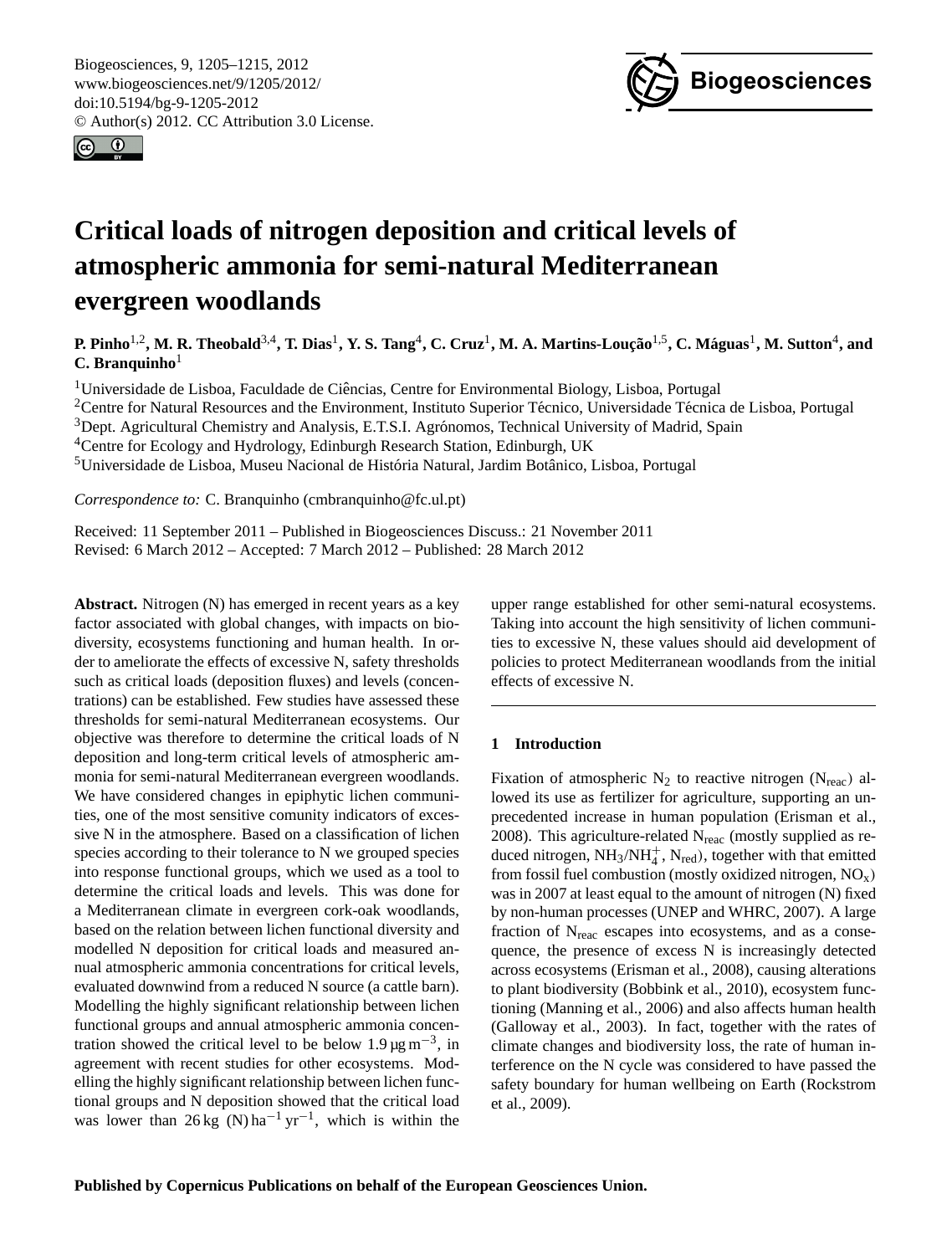# Critical loads of nitrogen deposition and critical levels of atmospheric ammonia for semi-natural Mediterranean evergreen woodlands

**P. Pinho[1,2], M. R. Theobald[3,4], T. Dias[1], Y. S. Tang[4], C. Cruz[1], M. A. Martins-Loução[1,5], C. Máguas[1], M. Sutton[4], and C. Branquinho[1]**

[1]Universidade de Lisboa, Faculdade de Ciências, Centre for Environmental Biology, Lisboa, Portugal
[2]Centre for Natural Resources and the Environment, Instituto Superior Técnico, Universidade Técnica de Lisboa, Portugal
[3]Dept. Agricultural Chemistry and Analysis, E.T.S.I. Agrónomos, Technical University of Madrid, Spain
[4]Centre for Ecology and Hydrology, Edinburgh Research Station, Edinburgh, UK
[5]Universidade de Lisboa, Museu Nacional de História Natural, Jardim Botânico, Lisboa, Portugal

*Correspondence to:* C. Branquinho (cmbranquinho@fc.ul.pt)

Received: 11 September 2011 – Published in Biogeosciences Discuss.: 21 November 2011
Revised: 6 March 2012 – Accepted: 7 March 2012 – Published: 28 March 2012

**Abstract.** Nitrogen (N) has emerged in recent years as a key factor associated with global changes, with impacts on biodiversity, ecosystems functioning and human health. In order to ameliorate the effects of excessive N, safety thresholds such as critical loads (deposition fluxes) and levels (concentrations) can be established. Few studies have assessed these thresholds for semi-natural Mediterranean ecosystems. Our objective was therefore to determine the critical loads of N deposition and long-term critical levels of atmospheric ammonia for semi-natural Mediterranean evergreen woodlands. We have considered changes in epiphytic lichen communities, one of the most sensitive comunity indicators of excessive N in the atmosphere. Based on a classification of lichen species according to their tolerance to N we grouped species into response functional groups, which we used as a tool to determine the critical loads and levels. This was done for a Mediterranean climate in evergreen cork-oak woodlands, based on the relation between lichen functional diversity and modelled N deposition for critical loads and measured annual atmospheric ammonia concentrations for critical levels, evaluated downwind from a reduced N source (a cattle barn). Modelling the highly significant relationship between lichen functional groups and annual atmospheric ammonia concentration showed the critical level to be below 1.9 $\mu g\,m^{-3}$, in agreement with recent studies for other ecosystems. Modelling the highly significant relationship between lichen functional groups and N deposition showed that the critical load was lower than 26 kg (N) $ha^{-1}\,yr^{-1}$, which is within the upper range established for other semi-natural ecosystems. Taking into account the high sensitivity of lichen communities to excessive N, these values should aid development of policies to protect Mediterranean woodlands from the initial effects of excessive N.

## 1 Introduction

Fixation of atmospheric $N_2$ to reactive nitrogen ($N_{reac}$) allowed its use as fertilizer for agriculture, supporting an unprecedented increase in human population (Erisman et al., 2008). This agriculture-related $N_{reac}$ (mostly supplied as reduced nitrogen, $NH_3/NH_4^+$, $N_{red}$), together with that emitted from fossil fuel combustion (mostly oxidized nitrogen, $NO_x$) was in 2007 at least equal to the amount of nitrogen (N) fixed by non-human processes (UNEP and WHRC, 2007). A large fraction of $N_{reac}$ escapes into ecosystems, and as a consequence, the presence of excess N is increasingly detected across ecosystems (Erisman et al., 2008), causing alterations to plant biodiversity (Bobbink et al., 2010), ecosystem functioning (Manning et al., 2006) and also affects human health (Galloway et al., 2003). In fact, together with the rates of climate changes and biodiversity loss, the rate of human interference on the N cycle was considered to have passed the safety boundary for human wellbeing on Earth (Rockstrom et al., 2009).

**Published by Copernicus Publications on behalf of the European Geosciences Union.**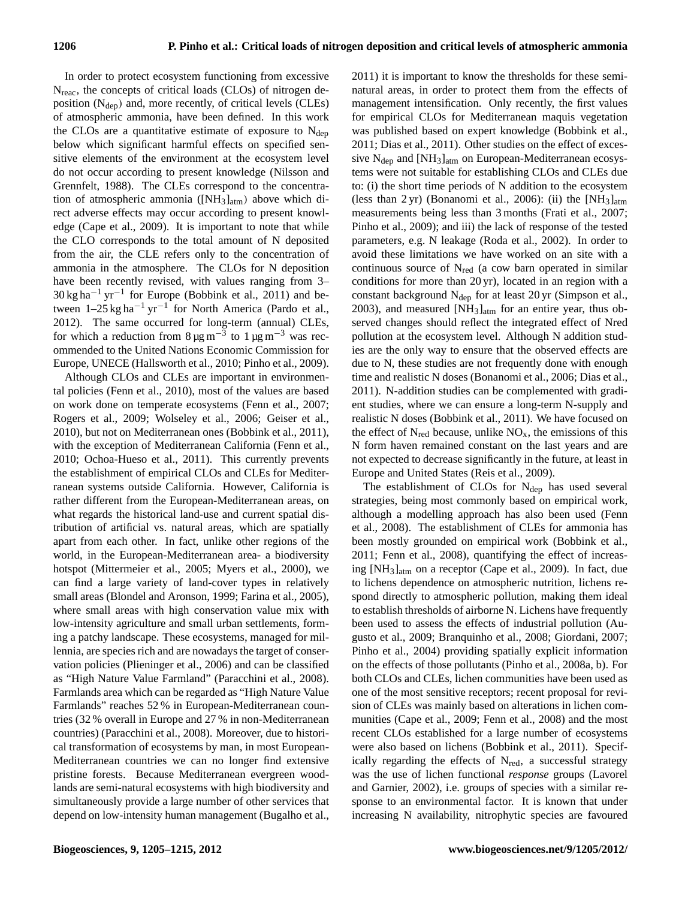In order to protect ecosystem functioning from excessive $N_{reac}$, the concepts of critical loads (CLOs) of nitrogen deposition ($N_{dep}$) and, more recently, of critical levels (CLEs) of atmospheric ammonia, have been defined. In this work the CLOs are a quantitative estimate of exposure to $N_{dep}$ below which significant harmful effects on specified sensitive elements of the environment at the ecosystem level do not occur according to present knowledge (Nilsson and Grennfelt, 1988). The CLEs correspond to the concentration of atmospheric ammonia ($[NH_3]_{atm}$) above which direct adverse effects may occur according to present knowledge (Cape et al., 2009). It is important to note that while the CLO corresponds to the total amount of N deposited from the air, the CLE refers only to the concentration of ammonia in the atmosphere. The CLOs for N deposition have been recently revised, with values ranging from 3–30 $kg\,ha^{-1}\,yr^{-1}$ for Europe (Bobbink et al., 2011) and between 1–25 $kg\,ha^{-1}\,yr^{-1}$ for North America (Pardo et al., 2012). The same occurred for long-term (annual) CLEs, for which a reduction from 8 $\mu g\,m^{-3}$ to 1 $\mu g\,m^{-3}$ was recommended to the United Nations Economic Commission for Europe, UNECE (Hallsworth et al., 2010; Pinho et al., 2009).

Although CLOs and CLEs are important in environmental policies (Fenn et al., 2010), most of the values are based on work done on temperate ecosystems (Fenn et al., 2007; Rogers et al., 2009; Wolseley et al., 2006; Geiser et al., 2010), but not on Mediterranean ones (Bobbink et al., 2011), with the exception of Mediterranean California (Fenn et al., 2010; Ochoa-Hueso et al., 2011). This currently prevents the establishment of empirical CLOs and CLEs for Mediterranean systems outside California. However, California is rather different from the European-Mediterranean areas, on what regards the historical land-use and current spatial distribution of artificial vs. natural areas, which are spatially apart from each other. In fact, unlike other regions of the world, in the European-Mediterranean area- a biodiversity hotspot (Mittermeier et al., 2005; Myers et al., 2000), we can find a large variety of land-cover types in relatively small areas (Blondel and Aronson, 1999; Farina et al., 2005), where small areas with high conservation value mix with low-intensity agriculture and small urban settlements, forming a patchy landscape. These ecosystems, managed for millennia, are species rich and are nowadays the target of conservation policies (Plieninger et al., 2006) and can be classified as "High Nature Value Farmland" (Paracchini et al., 2008). Farmlands area which can be regarded as "High Nature Value Farmlands" reaches 52 % in European-Mediterranean countries (32 % overall in Europe and 27 % in non-Mediterranean countries) (Paracchini et al., 2008). Moreover, due to historical transformation of ecosystems by man, in most European-Mediterranean countries we can no longer find extensive pristine forests. Because Mediterranean evergreen woodlands are semi-natural ecosystems with high biodiversity and simultaneously provide a large number of other services that depend on low-intensity human management (Bugalho et al., 2011) it is important to know the thresholds for these semi-natural areas, in order to protect them from the effects of management intensification. Only recently, the first values for empirical CLOs for Mediterranean maquis vegetation was published based on expert knowledge (Bobbink et al., 2011; Dias et al., 2011). Other studies on the effect of excessive $N_{dep}$ and $[NH_3]_{atm}$ on European-Mediterranean ecosystems were not suitable for establishing CLOs and CLEs due to: (i) the short time periods of N addition to the ecosystem (less than 2 yr) (Bonanomi et al., 2006): (ii) the $[NH_3]_{atm}$ measurements being less than 3 months (Frati et al., 2007; Pinho et al., 2009); and iii) the lack of response of the tested parameters, e.g. N leakage (Roda et al., 2002). In order to avoid these limitations we have worked on an site with a continuous source of $N_{red}$ (a cow barn operated in similar conditions for more than 20 yr), located in an region with a constant background $N_{dep}$ for at least 20 yr (Simpson et al., 2003), and measured $[NH_3]_{atm}$ for an entire year, thus observed changes should reflect the integrated effect of Nred pollution at the ecosystem level. Although N addition studies are the only way to ensure that the observed effects are due to N, these studies are not frequently done with enough time and realistic N doses (Bonanomi et al., 2006; Dias et al., 2011). N-addition studies can be complemented with gradient studies, where we can ensure a long-term N-supply and realistic N doses (Bobbink et al., 2011). We have focused on the effect of $N_{red}$ because, unlike $NO_x$, the emissions of this N form haven remained constant on the last years and are not expected to decrease significantly in the future, at least in Europe and United States (Reis et al., 2009).

The establishment of CLOs for $N_{dep}$ has used several strategies, being most commonly based on empirical work, although a modelling approach has also been used (Fenn et al., 2008). The establishment of CLEs for ammonia has been mostly grounded on empirical work (Bobbink et al., 2011; Fenn et al., 2008), quantifying the effect of increasing $[NH_3]_{atm}$ on a receptor (Cape et al., 2009). In fact, due to lichens dependence on atmospheric nutrition, lichens respond directly to atmospheric pollution, making them ideal to establish thresholds of airborne N. Lichens have frequently been used to assess the effects of industrial pollution (Augusto et al., 2009; Branquinho et al., 2008; Giordani, 2007; Pinho et al., 2004) providing spatially explicit information on the effects of those pollutants (Pinho et al., 2008a, b). For both CLOs and CLEs, lichen communities have been used as one of the most sensitive receptors; recent proposal for revision of CLEs was mainly based on alterations in lichen communities (Cape et al., 2009; Fenn et al., 2008) and the most recent CLOs established for a large number of ecosystems were also based on lichens (Bobbink et al., 2011). Specifically regarding the effects of $N_{red}$, a successful strategy was the use of lichen functional *response* groups (Lavorel and Garnier, 2002), i.e. groups of species with a similar response to an environmental factor. It is known that under increasing N availability, nitrophytic species are favoured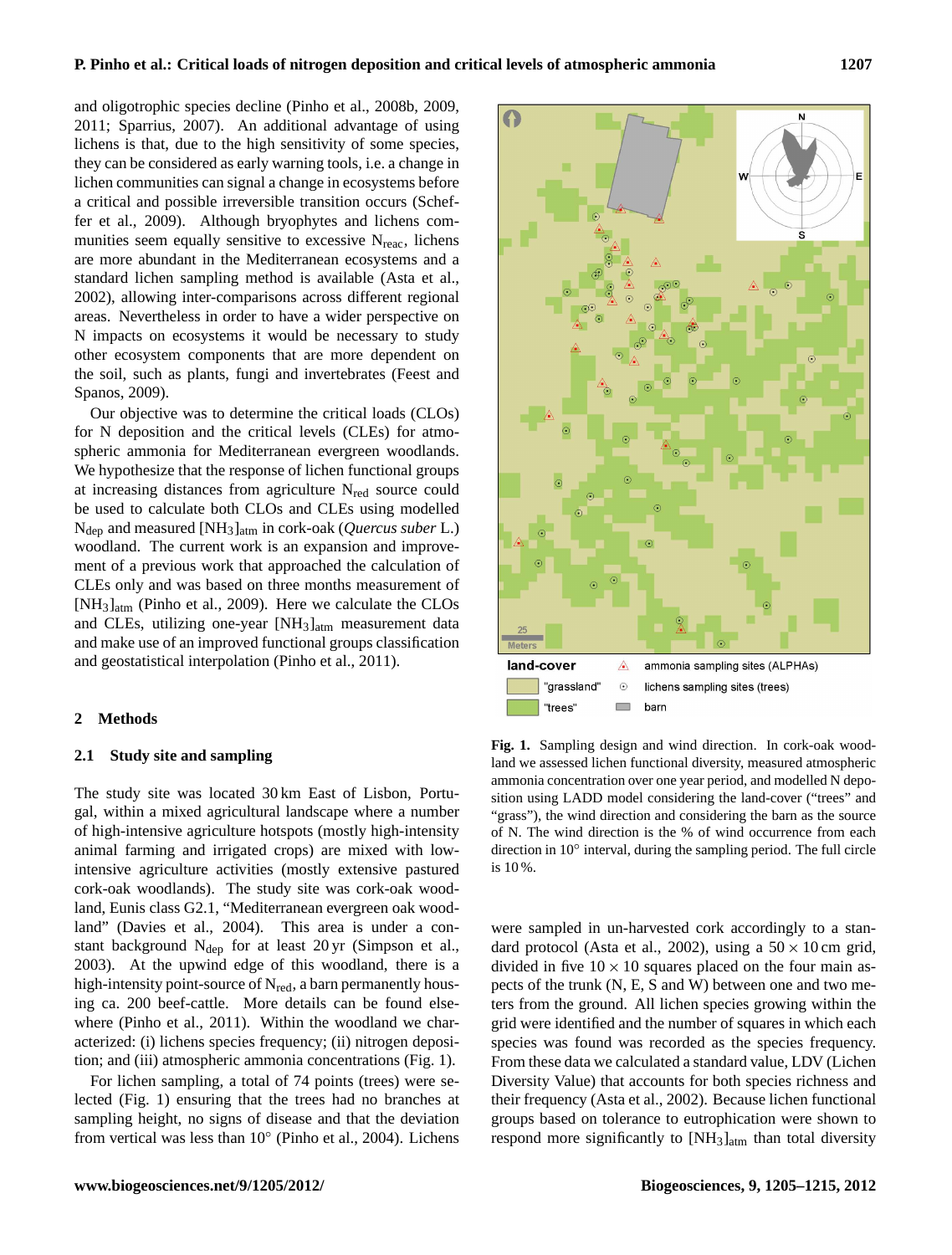and oligotrophic species decline (Pinho et al., 2008b, 2009, 2011; Sparrius, 2007). An additional advantage of using lichens is that, due to the high sensitivity of some species, they can be considered as early warning tools, i.e. a change in lichen communities can signal a change in ecosystems before a critical and possible irreversible transition occurs (Scheffer et al., 2009). Although bryophytes and lichens communities seem equally sensitive to excessive $N_{reac}$, lichens are more abundant in the Mediterranean ecosystems and a standard lichen sampling method is available (Asta et al., 2002), allowing inter-comparisons across different regional areas. Nevertheless in order to have a wider perspective on N impacts on ecosystems it would be necessary to study other ecosystem components that are more dependent on the soil, such as plants, fungi and invertebrates (Feest and Spanos, 2009).

Our objective was to determine the critical loads (CLOs) for N deposition and the critical levels (CLEs) for atmospheric ammonia for Mediterranean evergreen woodlands. We hypothesize that the response of lichen functional groups at increasing distances from agriculture $N_{red}$ source could be used to calculate both CLOs and CLEs using modelled $N_{dep}$ and measured $[NH_3]_{atm}$ in cork-oak (*Quercus suber* L.) woodland. The current work is an expansion and improvement of a previous work that approached the calculation of CLEs only and was based on three months measurement of $[NH_3]_{atm}$ (Pinho et al., 2009). Here we calculate the CLOs and CLEs, utilizing one-year $[NH_3]_{atm}$ measurement data and make use of an improved functional groups classification and geostatistical interpolation (Pinho et al., 2011).

## 2 Methods

### 2.1 Study site and sampling

The study site was located 30 km East of Lisbon, Portugal, within a mixed agricultural landscape where a number of high-intensive agriculture hotspots (mostly high-intensity animal farming and irrigated crops) are mixed with low-intensive agriculture activities (mostly extensive pastured cork-oak woodlands). The study site was cork-oak woodland, Eunis class G2.1, "Mediterranean evergreen oak woodland" (Davies et al., 2004). This area is under a constant background $N_{dep}$ for at least 20 yr (Simpson et al., 2003). At the upwind edge of this woodland, there is a high-intensity point-source of $N_{red}$, a barn permanently housing ca. 200 beef-cattle. More details can be found elsewhere (Pinho et al., 2011). Within the woodland we characterized: (i) lichens species frequency; (ii) nitrogen deposition; and (iii) atmospheric ammonia concentrations (Fig. 1).

For lichen sampling, a total of 74 points (trees) were selected (Fig. 1) ensuring that the trees had no branches at sampling height, no signs of disease and that the deviation from vertical was less than 10° (Pinho et al., 2004). Lichens were sampled in un-harvested cork accordingly to a standard protocol (Asta et al., 2002), using a 50 × 10 cm grid, divided in five 10 × 10 squares placed on the four main aspects of the trunk (N, E, S and W) between one and two meters from the ground. All lichen species growing within the grid were identified and the number of squares in which each species was found was recorded as the species frequency. From these data we calculated a standard value, LDV (Lichen Diversity Value) that accounts for both species richness and their frequency (Asta et al., 2002). Because lichen functional groups based on tolerance to eutrophication were shown to respond more significantly to $[NH_3]_{atm}$ than total diversity

**Fig. 1.** Sampling design and wind direction. In cork-oak woodland we assessed lichen functional diversity, measured atmospheric ammonia concentration over one year period, and modelled N deposition using LADD model considering the land-cover ("trees" and "grass"), the wind direction and considering the barn as the source of N. The wind direction is the % of wind occurrence from each direction in 10° interval, during the sampling period. The full circle is 10 %.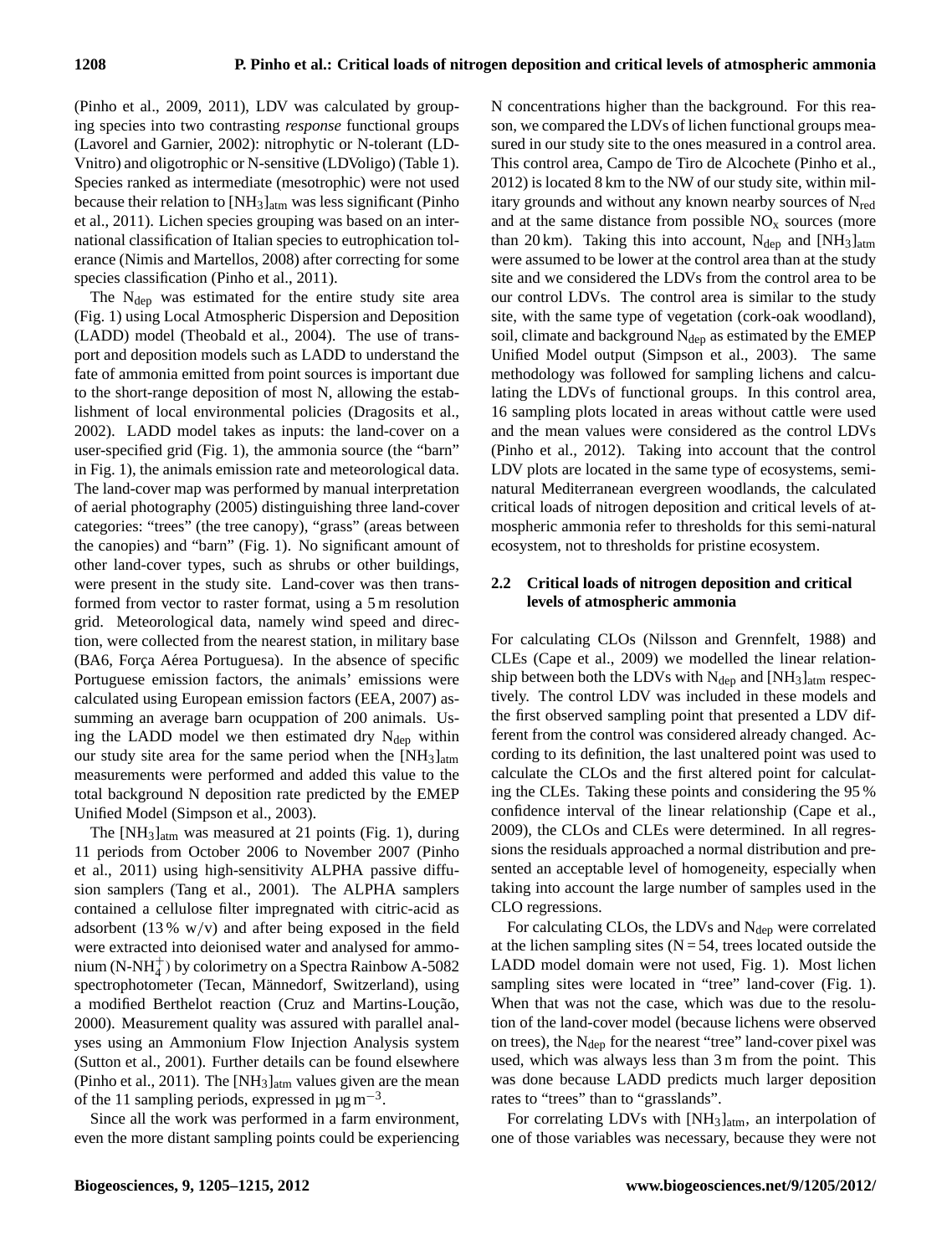(Pinho et al., 2009, 2011), LDV was calculated by grouping species into two contrasting *response* functional groups (Lavorel and Garnier, 2002): nitrophytic or N-tolerant (LDVnitro) and oligotrophic or N-sensitive (LDVoligo) (Table 1). Species ranked as intermediate (mesotrophic) were not used because their relation to $[NH_3]_{atm}$ was less significant (Pinho et al., 2011). Lichen species grouping was based on an international classification of Italian species to eutrophication tolerance (Nimis and Martellos, 2008) after correcting for some species classification (Pinho et al., 2011).

The $N_{dep}$ was estimated for the entire study site area (Fig. 1) using Local Atmospheric Dispersion and Deposition (LADD) model (Theobald et al., 2004). The use of transport and deposition models such as LADD to understand the fate of ammonia emitted from point sources is important due to the short-range deposition of most N, allowing the establishment of local environmental policies (Dragosits et al., 2002). LADD model takes as inputs: the land-cover on a user-specified grid (Fig. 1), the ammonia source (the "barn" in Fig. 1), the animals emission rate and meteorological data. The land-cover map was performed by manual interpretation of aerial photography (2005) distinguishing three land-cover categories: "trees" (the tree canopy), "grass" (areas between the canopies) and "barn" (Fig. 1). No significant amount of other land-cover types, such as shrubs or other buildings, were present in the study site. Land-cover was then transformed from vector to raster format, using a 5 m resolution grid. Meteorological data, namely wind speed and direction, were collected from the nearest station, in military base (BA6, Força Aérea Portuguesa). In the absence of specific Portuguese emission factors, the animals' emissions were calculated using European emission factors (EEA, 2007) assumming an average barn ocuppation of 200 animals. Using the LADD model we then estimated dry $N_{dep}$ within our study site area for the same period when the $[NH_3]_{atm}$ measurements were performed and added this value to the total background N deposition rate predicted by the EMEP Unified Model (Simpson et al., 2003).

The $[NH_3]_{atm}$ was measured at 21 points (Fig. 1), during 11 periods from October 2006 to November 2007 (Pinho et al., 2011) using high-sensitivity ALPHA passive diffusion samplers (Tang et al., 2001). The ALPHA samplers contained a cellulose filter impregnated with citric-acid as adsorbent (13 % w/v) and after being exposed in the field were extracted into deionised water and analysed for ammonium ($N\text{-}NH_4^+$) by colorimetry on a Spectra Rainbow A-5082 spectrophotometer (Tecan, Männedorf, Switzerland), using a modified Berthelot reaction (Cruz and Martins-Loução, 2000). Measurement quality was assured with parallel analyses using an Ammonium Flow Injection Analysis system (Sutton et al., 2001). Further details can be found elsewhere (Pinho et al., 2011). The $[NH_3]_{atm}$ values given are the mean of the 11 sampling periods, expressed in $\mu g\, m^{-3}$.

Since all the work was performed in a farm environment, even the more distant sampling points could be experiencing N concentrations higher than the background. For this reason, we compared the LDVs of lichen functional groups measured in our study site to the ones measured in a control area. This control area, Campo de Tiro de Alcochete (Pinho et al., 2012) is located 8 km to the NW of our study site, within military grounds and without any known nearby sources of $N_{red}$ and at the same distance from possible $NO_x$ sources (more than 20 km). Taking this into account, $N_{dep}$ and $[NH_3]_{atm}$ were assumed to be lower at the control area than at the study site and we considered the LDVs from the control area to be our control LDVs. The control area is similar to the study site, with the same type of vegetation (cork-oak woodland), soil, climate and background $N_{dep}$ as estimated by the EMEP Unified Model output (Simpson et al., 2003). The same methodology was followed for sampling lichens and calculating the LDVs of functional groups. In this control area, 16 sampling plots located in areas without cattle were used and the mean values were considered as the control LDVs (Pinho et al., 2012). Taking into account that the control LDV plots are located in the same type of ecosystems, semi-natural Mediterranean evergreen woodlands, the calculated critical loads of nitrogen deposition and critical levels of atmospheric ammonia refer to thresholds for this semi-natural ecosystem, not to thresholds for pristine ecosystem.

### 2.2 Critical loads of nitrogen deposition and critical levels of atmospheric ammonia

For calculating CLOs (Nilsson and Grennfelt, 1988) and CLEs (Cape et al., 2009) we modelled the linear relationship between both the LDVs with $N_{dep}$ and $[NH_3]_{atm}$ respectively. The control LDV was included in these models and the first observed sampling point that presented a LDV different from the control was considered already changed. According to its definition, the last unaltered point was used to calculate the CLOs and the first altered point for calculating the CLEs. Taking these points and considering the 95 % confidence interval of the linear relationship (Cape et al., 2009), the CLOs and CLEs were determined. In all regressions the residuals approached a normal distribution and presented an acceptable level of homogeneity, especially when taking into account the large number of samples used in the CLO regressions.

For calculating CLOs, the LDVs and $N_{dep}$ were correlated at the lichen sampling sites ($N = 54$, trees located outside the LADD model domain were not used, Fig. 1). Most lichen sampling sites were located in "tree" land-cover (Fig. 1). When that was not the case, which was due to the resolution of the land-cover model (because lichens were observed on trees), the $N_{dep}$ for the nearest "tree" land-cover pixel was used, which was always less than 3 m from the point. This was done because LADD predicts much larger deposition rates to "trees" than to "grasslands".

For correlating LDVs with $[NH_3]_{atm}$, an interpolation of one of those variables was necessary, because they were not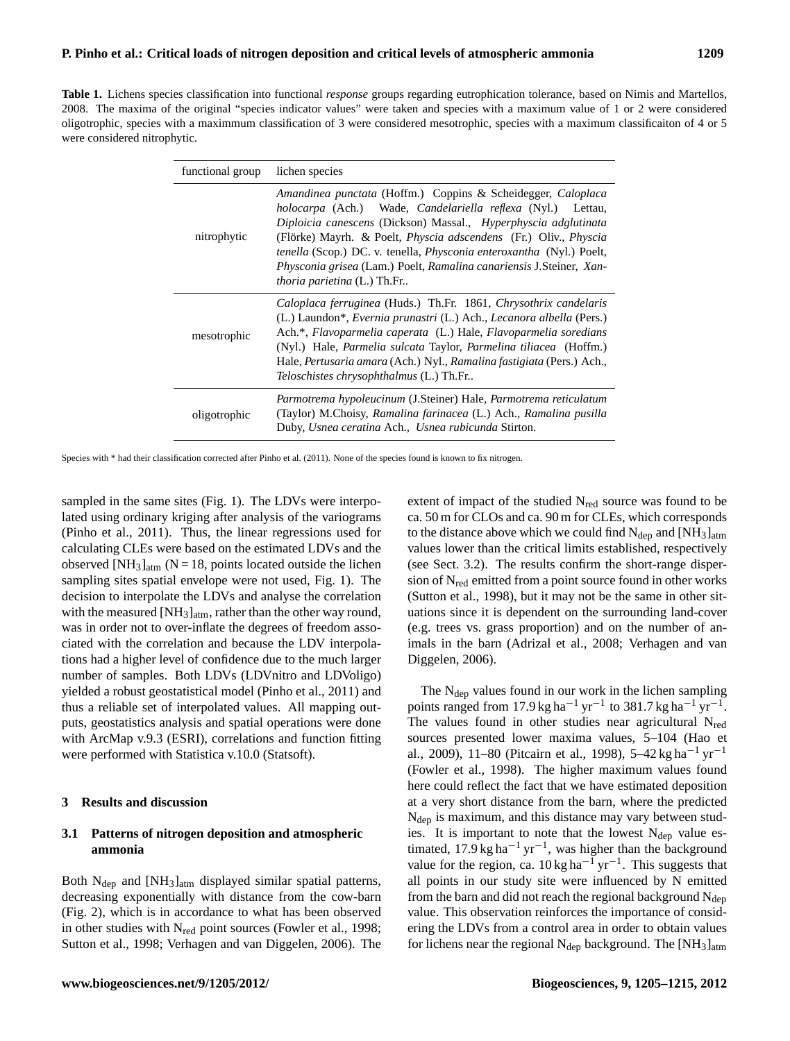**Table 1.** Lichens species classification into functional *response* groups regarding eutrophication tolerance, based on Nimis and Martellos, 2008. The maxima of the original "species indicator values" were taken and species with a maximum value of 1 or 2 were considered oligotrophic, species with a maximmum classification of 3 were considered mesotrophic, species with a maximum classificaiton of 4 or 5 were considered nitrophytic.

| functional group | lichen species |
|---|---|
| nitrophytic | *Amandinea punctata* (Hoffm.) Coppins & Scheidegger, *Caloplaca holocarpa* (Ach.) Wade, *Candelariella reflexa* (Nyl.) Lettau, *Diploicia canescens* (Dickson) Massal., *Hyperphyscia adglutinata* (Flörke) Mayrh. & Poelt, *Physcia adscendens* (Fr.) Oliv., *Physcia tenella* (Scop.) DC. v. tenella, *Physconia enteroxantha* (Nyl.) Poelt, *Physconia grisea* (Lam.) Poelt, *Ramalina canariensis* J.Steiner, *Xanthoria parietina* (L.) Th.Fr.. |
| mesotrophic | *Caloplaca ferruginea* (Huds.) Th.Fr. 1861, *Chrysothrix candelaris* (L.) Laundon*, *Evernia prunastri* (L.) Ach., *Lecanora albella* (Pers.) Ach.*, *Flavoparmelia caperata* (L.) Hale, *Flavoparmelia soredians* (Nyl.) Hale, *Parmelia sulcata* Taylor, *Parmelina tiliacea* (Hoffm.) Hale, *Pertusaria amara* (Ach.) Nyl., *Ramalina fastigiata* (Pers.) Ach., *Teloschistes chrysophthalmus* (L.) Th.Fr.. |
| oligotrophic | *Parmotrema hypoleucinum* (J.Steiner) Hale, *Parmotrema reticulatum* (Taylor) M.Choisy, *Ramalina farinacea* (L.) Ach., *Ramalina pusilla* Duby, *Usnea ceratina* Ach., *Usnea rubicunda* Stirton. |

Species with * had their classification corrected after Pinho et al. (2011). None of the species found is known to fix nitrogen.

sampled in the same sites (Fig. 1). The LDVs were interpolated using ordinary kriging after analysis of the variograms (Pinho et al., 2011). Thus, the linear regressions used for calculating CLEs were based on the estimated LDVs and the observed $[NH_3]_{atm}$ (N = 18, points located outside the lichen sampling sites spatial envelope were not used, Fig. 1). The decision to interpolate the LDVs and analyse the correlation with the measured $[NH_3]_{atm}$, rather than the other way round, was in order not to over-inflate the degrees of freedom associated with the correlation and because the LDV interpolations had a higher level of confidence due to the much larger number of samples. Both LDVs (LDVnitro and LDVoligo) yielded a robust geostatistical model (Pinho et al., 2011) and thus a reliable set of interpolated values. All mapping outputs, geostatistics analysis and spatial operations were done with ArcMap v.9.3 (ESRI), correlations and function fitting were performed with Statistica v.10.0 (Statsoft).

## 3 Results and discussion

### 3.1 Patterns of nitrogen deposition and atmospheric ammonia

Both $N_{dep}$ and $[NH_3]_{atm}$ displayed similar spatial patterns, decreasing exponentially with distance from the cow-barn (Fig. 2), which is in accordance to what has been observed in other studies with $N_{red}$ point sources (Fowler et al., 1998; Sutton et al., 1998; Verhagen and van Diggelen, 2006). The extent of impact of the studied $N_{red}$ source was found to be ca. 50 m for CLOs and ca. 90 m for CLEs, which corresponds to the distance above which we could find $N_{dep}$ and $[NH_3]_{atm}$ values lower than the critical limits established, respectively (see Sect. 3.2). The results confirm the short-range dispersion of $N_{red}$ emitted from a point source found in other works (Sutton et al., 1998), but it may not be the same in other situations since it is dependent on the surrounding land-cover (e.g. trees vs. grass proportion) and on the number of animals in the barn (Adrizal et al., 2008; Verhagen and van Diggelen, 2006).

The $N_{dep}$ values found in our work in the lichen sampling points ranged from 17.9 $kg\,ha^{-1}\,yr^{-1}$ to 381.7 $kg\,ha^{-1}\,yr^{-1}$. The values found in other studies near agricultural $N_{red}$ sources presented lower maxima values, 5–104 (Hao et al., 2009), 11–80 (Pitcairn et al., 1998), 5–42 $kg\,ha^{-1}\,yr^{-1}$ (Fowler et al., 1998). The higher maximum values found here could reflect the fact that we have estimated deposition at a very short distance from the barn, where the predicted $N_{dep}$ is maximum, and this distance may vary between studies. It is important to note that the lowest $N_{dep}$ value estimated, 17.9 $kg\,ha^{-1}\,yr^{-1}$, was higher than the background value for the region, ca. 10 $kg\,ha^{-1}\,yr^{-1}$. This suggests that all points in our study site were influenced by N emitted from the barn and did not reach the regional background $N_{dep}$ value. This observation reinforces the importance of considering the LDVs from a control area in order to obtain values for lichens near the regional $N_{dep}$ background. The $[NH_3]_{atm}$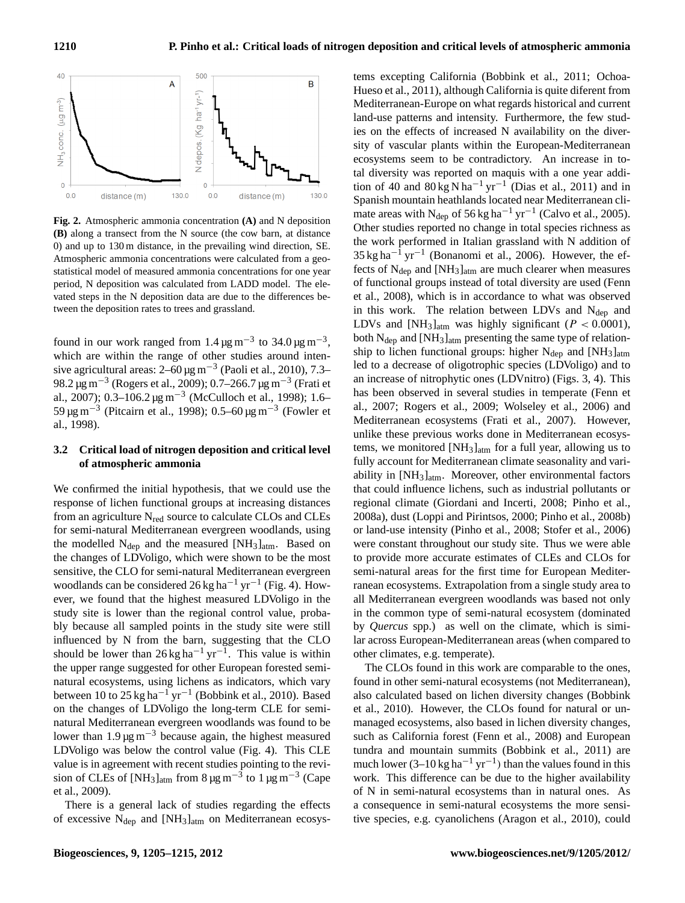**Fig. 2.** Atmospheric ammonia concentration **(A)** and N deposition **(B)** along a transect from the N source (the cow barn, at distance 0) and up to 130 m distance, in the prevailing wind direction, SE. Atmospheric ammonia concentrations were calculated from a geostatistical model of measured ammonia concentrations for one year period, N deposition was calculated from LADD model. The elevated steps in the N deposition data are due to the differences between the deposition rates to trees and grassland.

found in our work ranged from $1.4\,\mu g\,m^{-3}$ to $34.0\,\mu g\,m^{-3}$, which are within the range of other studies around intensive agricultural areas: $2–60\,\mu g\,m^{-3}$ (Paoli et al., 2010), $7.3–98.2\,\mu g\,m^{-3}$ (Rogers et al., 2009); $0.7–266.7\,\mu g\,m^{-3}$ (Frati et al., 2007); $0.3–106.2\,\mu g\,m^{-3}$ (McCulloch et al., 1998); $1.6–59\,\mu g\,m^{-3}$ (Pitcairn et al., 1998); $0.5–60\,\mu g\,m^{-3}$ (Fowler et al., 1998).

### 3.2 Critical load of nitrogen deposition and critical level of atmospheric ammonia

We confirmed the initial hypothesis, that we could use the response of lichen functional groups at increasing distances from an agriculture $N_{red}$ source to calculate CLOs and CLEs for semi-natural Mediterranean evergreen woodlands, using the modelled $N_{dep}$ and the measured $[NH_3]_{atm}$. Based on the changes of LDVoligo, which were shown to be the most sensitive, the CLO for semi-natural Mediterranean evergreen woodlands can be considered $26\,kg\,ha^{-1}\,yr^{-1}$ (Fig. 4). However, we found that the highest measured LDVoligo in the study site is lower than the regional control value, probably because all sampled points in the study site were still influenced by N from the barn, suggesting that the CLO should be lower than $26\,kg\,ha^{-1}\,yr^{-1}$. This value is within the upper range suggested for other European forested semi-natural ecosystems, using lichens as indicators, which vary between 10 to $25\,kg\,ha^{-1}\,yr^{-1}$ (Bobbink et al., 2010). Based on the changes of LDVoligo the long-term CLE for semi-natural Mediterranean evergreen woodlands was found to be lower than $1.9\,\mu g\,m^{-3}$ because again, the highest measured LDVoligo was below the control value (Fig. 4). This CLE value is in agreement with recent studies pointing to the revision of CLEs of $[NH_3]_{atm}$ from $8\,\mu g\,m^{-3}$ to $1\,\mu g\,m^{-3}$ (Cape et al., 2009).

There is a general lack of studies regarding the effects of excessive $N_{dep}$ and $[NH_3]_{atm}$ on Mediterranean ecosystems excepting California (Bobbink et al., 2011; Ochoa-Hueso et al., 2011), although California is quite diferent from Mediterranean-Europe on what regards historical and current land-use patterns and intensity. Furthermore, the few studies on the effects of increased N availability on the diversity of vascular plants within the European-Mediterranean ecosystems seem to be contradictory. An increase in total diversity was reported on maquis with a one year addition of 40 and $80\,kg\,N\,ha^{-1}\,yr^{-1}$ (Dias et al., 2011) and in Spanish mountain heathlands located near Mediterranean climate areas with $N_{dep}$ of $56\,kg\,ha^{-1}\,yr^{-1}$ (Calvo et al., 2005). Other studies reported no change in total species richness as the work performed in Italian grassland with N addition of $35\,kg\,ha^{-1}\,yr^{-1}$ (Bonanomi et al., 2006). However, the effects of $N_{dep}$ and $[NH_3]_{atm}$ are much clearer when measures of functional groups instead of total diversity are used (Fenn et al., 2008), which is in accordance to what was observed in this work. The relation between LDVs and $N_{dep}$ and LDVs and $[NH_3]_{atm}$ was highly significant ($P < 0.0001$), both $N_{dep}$ and $[NH_3]_{atm}$ presenting the same type of relationship to lichen functional groups: higher $N_{dep}$ and $[NH_3]_{atm}$ led to a decrease of oligotrophic species (LDVoligo) and to an increase of nitrophytic ones (LDVnitro) (Figs. 3, 4). This has been observed in several studies in temperate (Fenn et al., 2007; Rogers et al., 2009; Wolseley et al., 2006) and Mediterranean ecosystems (Frati et al., 2007). However, unlike these previous works done in Mediterranean ecosystems, we monitored $[NH_3]_{atm}$ for a full year, allowing us to fully account for Mediterranean climate seasonality and variability in $[NH_3]_{atm}$. Moreover, other environmental factors that could influence lichens, such as industrial pollutants or regional climate (Giordani and Incerti, 2008; Pinho et al., 2008a), dust (Loppi and Pirintsos, 2000; Pinho et al., 2008b) or land-use intensity (Pinho et al., 2008; Stofer et al., 2006) were constant throughout our study site. Thus we were able to provide more accurate estimates of CLEs and CLOs for semi-natural areas for the first time for European Mediterranean ecosystems. Extrapolation from a single study area to all Mediterranean evergreen woodlands was based not only in the common type of semi-natural ecosystem (dominated by *Quercus* spp.) as well on the climate, which is similar across European-Mediterranean areas (when compared to other climates, e.g. temperate).

The CLOs found in this work are comparable to the ones, found in other semi-natural ecosystems (not Mediterranean), also calculated based on lichen diversity changes (Bobbink et al., 2010). However, the CLOs found for natural or unmanaged ecosystems, also based in lichen diversity changes, such as California forest (Fenn et al., 2008) and European tundra and mountain summits (Bobbink et al., 2011) are much lower ($3–10\,kg\,ha^{-1}\,yr^{-1}$) than the values found in this work. This difference can be due to the higher availability of N in semi-natural ecosystems than in natural ones. As a consequence in semi-natural ecosystems the more sensitive species, e.g. cyanolichens (Aragon et al., 2010), could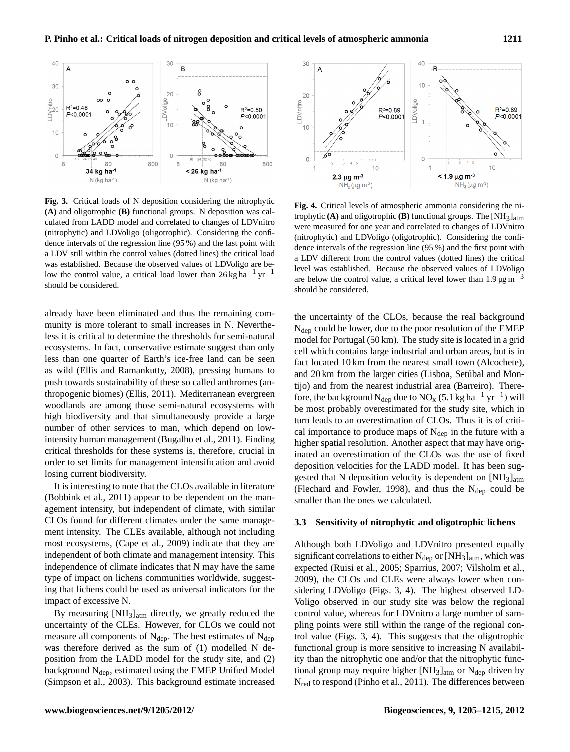**Fig. 3.** Critical loads of N deposition considering the nitrophytic **(A)** and oligotrophic **(B)** functional groups. N deposition was calculated from LADD model and correlated to changes of LDVnitro (nitrophytic) and LDVoligo (oligotrophic). Considering the confidence intervals of the regression line (95 %) and the last point with a LDV still within the control values (dotted lines) the critical load was established. Because the observed values of LDVoligo are below the control value, a critical load lower than 26 kg ha$^{-1}$ yr$^{-1}$ should be considered.

**Fig. 4.** Critical levels of atmospheric ammonia considering the nitrophytic **(A)** and oligotrophic **(B)** functional groups. The $[NH_3]_{atm}$ were measured for one year and correlated to changes of LDVnitro (nitrophytic) and LDVoligo (oligotrophic). Considering the confidence intervals of the regression line (95 %) and the first point with a LDV different from the control values (dotted lines) the critical level was established. Because the observed values of LDVoligo are below the control value, a critical level lower than 1.9 µg m$^{-3}$ should be considered.

already have been eliminated and thus the remaining community is more tolerant to small increases in N. Nevertheless it is critical to determine the thresholds for semi-natural ecosystems. In fact, conservative estimate suggest than only less than one quarter of Earth's ice-free land can be seen as wild (Ellis and Ramankutty, 2008), pressing humans to push towards sustainability of these so called anthromes (anthropogenic biomes) (Ellis, 2011). Mediterranean evergreen woodlands are among those semi-natural ecosystems with high biodiversity and that simultaneously provide a large number of other services to man, which depend on low-intensity human management (Bugalho et al., 2011). Finding critical thresholds for these systems is, therefore, crucial in order to set limits for management intensification and avoid losing current biodiversity.

It is interesting to note that the CLOs available in literature (Bobbink et al., 2011) appear to be dependent on the management intensity, but independent of climate, with similar CLOs found for different climates under the same management intensity. The CLEs available, although not including most ecosystems, (Cape et al., 2009) indicate that they are independent of both climate and management intensity. This independence of climate indicates that N may have the same type of impact on lichens communities worldwide, suggesting that lichens could be used as universal indicators for the impact of excessive N.

By measuring $[NH_3]_{atm}$ directly, we greatly reduced the uncertainty of the CLEs. However, for CLOs we could not measure all components of $N_{dep}$. The best estimates of $N_{dep}$ was therefore derived as the sum of (1) modelled N deposition from the LADD model for the study site, and (2) background $N_{dep}$, estimated using the EMEP Unified Model (Simpson et al., 2003). This background estimate increased the uncertainty of the CLOs, because the real background $N_{dep}$ could be lower, due to the poor resolution of the EMEP model for Portugal (50 km). The study site is located in a grid cell which contains large industrial and urban areas, but is in fact located 10 km from the nearest small town (Alcochete), and 20 km from the larger cities (Lisboa, Setúbal and Montijo) and from the nearest industrial area (Barreiro). Therefore, the background $N_{dep}$ due to $NO_x$ (5.1 kg ha$^{-1}$ yr$^{-1}$) will be most probably overestimated for the study site, which in turn leads to an overestimation of CLOs. Thus it is of critical importance to produce maps of $N_{dep}$ in the future with a higher spatial resolution. Another aspect that may have originated an overestimation of the CLOs was the use of fixed deposition velocities for the LADD model. It has been suggested that N deposition velocity is dependent on $[NH_3]_{atm}$ (Flechard and Fowler, 1998), and thus the $N_{dep}$ could be smaller than the ones we calculated.

### 3.3 Sensitivity of nitrophytic and oligotrophic lichens

Although both LDVoligo and LDVnitro presented equally significant correlations to either $N_{dep}$ or $[NH_3]_{atm}$, which was expected (Ruisi et al., 2005; Sparrius, 2007; Vilsholm et al., 2009), the CLOs and CLEs were always lower when considering LDVoligo (Figs. 3, 4). The highest observed LDVoligo observed in our study site was below the regional control value, whereas for LDVnitro a large number of sampling points were still within the range of the regional control value (Figs. 3, 4). This suggests that the oligotrophic functional group is more sensitive to increasing N availability than the nitrophytic one and/or that the nitrophytic functional group may require higher $[NH_3]_{atm}$ or $N_{dep}$ driven by $N_{red}$ to respond (Pinho et al., 2011). The differences between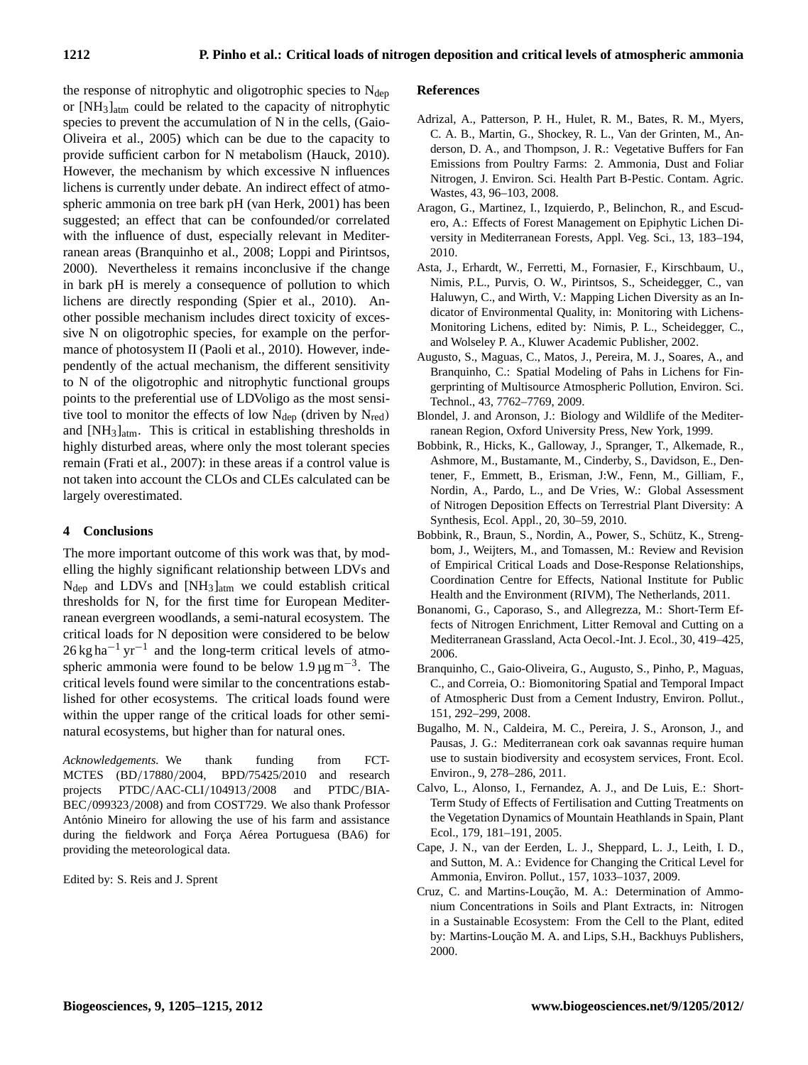the response of nitrophytic and oligotrophic species to $N_{dep}$ or $[NH_3]_{atm}$ could be related to the capacity of nitrophytic species to prevent the accumulation of N in the cells, (Gaio-Oliveira et al., 2005) which can be due to the capacity to provide sufficient carbon for N metabolism (Hauck, 2010). However, the mechanism by which excessive N influences lichens is currently under debate. An indirect effect of atmospheric ammonia on tree bark pH (van Herk, 2001) has been suggested; an effect that can be confounded/or correlated with the influence of dust, especially relevant in Mediterranean areas (Branquinho et al., 2008; Loppi and Pirintsos, 2000). Nevertheless it remains inconclusive if the change in bark pH is merely a consequence of pollution to which lichens are directly responding (Spier et al., 2010). Another possible mechanism includes direct toxicity of excessive N on oligotrophic species, for example on the performance of photosystem II (Paoli et al., 2010). However, independently of the actual mechanism, the different sensitivity to N of the oligotrophic and nitrophytic functional groups points to the preferential use of LDVoligo as the most sensitive tool to monitor the effects of low $N_{dep}$ (driven by $N_{red}$) and $[NH_3]_{atm}$. This is critical in establishing thresholds in highly disturbed areas, where only the most tolerant species remain (Frati et al., 2007): in these areas if a control value is not taken into account the CLOs and CLEs calculated can be largely overestimated.

## 4 Conclusions

The more important outcome of this work was that, by modelling the highly significant relationship between LDVs and $N_{dep}$ and LDVs and $[NH_3]_{atm}$ we could establish critical thresholds for N, for the first time for European Mediterranean evergreen woodlands, a semi-natural ecosystem. The critical loads for N deposition were considered to be below $26\,kg\,ha^{-1}\,yr^{-1}$ and the long-term critical levels of atmospheric ammonia were found to be below $1.9\,\mu g\,m^{-3}$. The critical levels found were similar to the concentrations established for other ecosystems. The critical loads found were within the upper range of the critical loads for other semi-natural ecosystems, but higher than for natural ones.

*Acknowledgements.* We thank funding from FCT-MCTES (BD/17880/2004, BPD/75425/2010 and research projects PTDC/AAC-CLI/104913/2008 and PTDC/BIA-BEC/099323/2008) and from COST729. We also thank Professor António Mineiro for allowing the use of his farm and assistance during the fieldwork and Força Aérea Portuguesa (BA6) for providing the meteorological data.

Edited by: S. Reis and J. Sprent

## References

Adrizal, A., Patterson, P. H., Hulet, R. M., Bates, R. M., Myers, C. A. B., Martin, G., Shockey, R. L., Van der Grinten, M., Anderson, D. A., and Thompson, J. R.: Vegetative Buffers for Fan Emissions from Poultry Farms: 2. Ammonia, Dust and Foliar Nitrogen, J. Environ. Sci. Health Part B-Pestic. Contam. Agric. Wastes, 43, 96–103, 2008.

Aragon, G., Martinez, I., Izquierdo, P., Belinchon, R., and Escudero, A.: Effects of Forest Management on Epiphytic Lichen Diversity in Mediterranean Forests, Appl. Veg. Sci., 13, 183–194, 2010.

Asta, J., Erhardt, W., Ferretti, M., Fornasier, F., Kirschbaum, U., Nimis, P.L., Purvis, O. W., Pirintsos, S., Scheidegger, C., van Haluwyn, C., and Wirth, V.: Mapping Lichen Diversity as an Indicator of Environmental Quality, in: Monitoring with Lichens-Monitoring Lichens, edited by: Nimis, P. L., Scheidegger, C., and Wolseley P. A., Kluwer Academic Publisher, 2002.

Augusto, S., Maguas, C., Matos, J., Pereira, M. J., Soares, A., and Branquinho, C.: Spatial Modeling of Pahs in Lichens for Fingerprinting of Multisource Atmospheric Pollution, Environ. Sci. Technol., 43, 7762–7769, 2009.

Blondel, J. and Aronson, J.: Biology and Wildlife of the Mediterranean Region, Oxford University Press, New York, 1999.

Bobbink, R., Hicks, K., Galloway, J., Spranger, T., Alkemade, R., Ashmore, M., Bustamante, M., Cinderby, S., Davidson, E., Dentener, F., Emmett, B., Erisman, J:W., Fenn, M., Gilliam, F., Nordin, A., Pardo, L., and De Vries, W.: Global Assessment of Nitrogen Deposition Effects on Terrestrial Plant Diversity: A Synthesis, Ecol. Appl., 20, 30–59, 2010.

Bobbink, R., Braun, S., Nordin, A., Power, S., Schütz, K., Strengbom, J., Weijters, M., and Tomassen, M.: Review and Revision of Empirical Critical Loads and Dose-Response Relationships, Coordination Centre for Effects, National Institute for Public Health and the Environment (RIVM), The Netherlands, 2011.

Bonanomi, G., Caporaso, S., and Allegrezza, M.: Short-Term Effects of Nitrogen Enrichment, Litter Removal and Cutting on a Mediterranean Grassland, Acta Oecol.-Int. J. Ecol., 30, 419–425, 2006.

Branquinho, C., Gaio-Oliveira, G., Augusto, S., Pinho, P., Maguas, C., and Correia, O.: Biomonitoring Spatial and Temporal Impact of Atmospheric Dust from a Cement Industry, Environ. Pollut., 151, 292–299, 2008.

Bugalho, M. N., Caldeira, M. C., Pereira, J. S., Aronson, J., and Pausas, J. G.: Mediterranean cork oak savannas require human use to sustain biodiversity and ecosystem services, Front. Ecol. Environ., 9, 278–286, 2011.

Calvo, L., Alonso, I., Fernandez, A. J., and De Luis, E.: Short-Term Study of Effects of Fertilisation and Cutting Treatments on the Vegetation Dynamics of Mountain Heathlands in Spain, Plant Ecol., 179, 181–191, 2005.

Cape, J. N., van der Eerden, L. J., Sheppard, L. J., Leith, I. D., and Sutton, M. A.: Evidence for Changing the Critical Level for Ammonia, Environ. Pollut., 157, 1033–1037, 2009.

Cruz, C. and Martins-Loução, M. A.: Determination of Ammonium Concentrations in Soils and Plant Extracts, in: Nitrogen in a Sustainable Ecosystem: From the Cell to the Plant, edited by: Martins-Loução M. A. and Lips, S.H., Backhuys Publishers, 2000.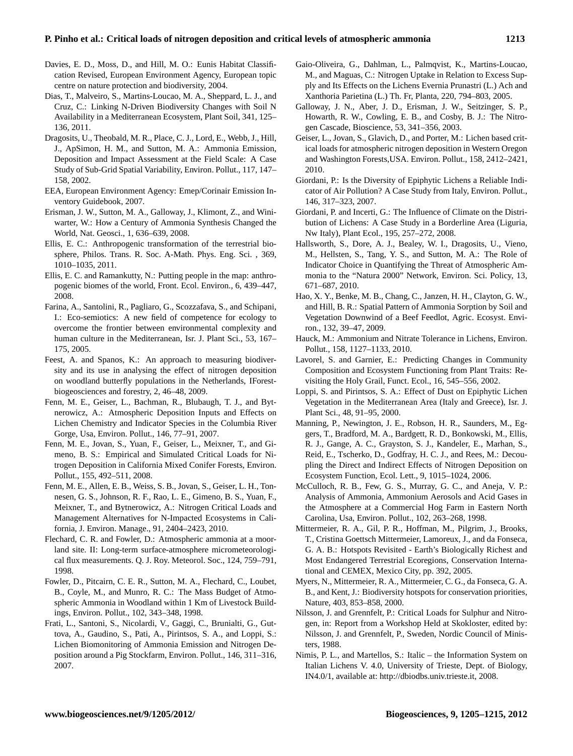Davies, E. D., Moss, D., and Hill, M. O.: Eunis Habitat Classification Revised, European Environment Agency, European topic centre on nature protection and biodiversity, 2004.

Dias, T., Malveiro, S., Martins-Loucao, M. A., Sheppard, L. J., and Cruz, C.: Linking N-Driven Biodiversity Changes with Soil N Availability in a Mediterranean Ecosystem, Plant Soil, 341, 125–136, 2011.

Dragosits, U., Theobald, M. R., Place, C. J., Lord, E., Webb, J., Hill, J., ApSimon, H. M., and Sutton, M. A.: Ammonia Emission, Deposition and Impact Assessment at the Field Scale: A Case Study of Sub-Grid Spatial Variability, Environ. Pollut., 117, 147–158, 2002.

EEA, European Environment Agency: Emep/Corinair Emission Inventory Guidebook, 2007.

Erisman, J. W., Sutton, M. A., Galloway, J., Klimont, Z., and Winiwarter, W.: How a Century of Ammonia Synthesis Changed the World, Nat. Geosci., 1, 636–639, 2008.

Ellis, E. C.: Anthropogenic transformation of the terrestrial biosphere, Philos. Trans. R. Soc. A-Math. Phys. Eng. Sci. , 369, 1010–1035, 2011.

Ellis, E. C. and Ramankutty, N.: Putting people in the map: anthropogenic biomes of the world, Front. Ecol. Environ., 6, 439–447, 2008.

Farina, A., Santolini, R., Pagliaro, G., Scozzafava, S., and Schipani, I.: Eco-semiotics: A new field of competence for ecology to overcome the frontier between environmental complexity and human culture in the Mediterranean, Isr. J. Plant Sci., 53, 167–175, 2005.

Feest, A. and Spanos, K.: An approach to measuring biodiversity and its use in analysing the effect of nitrogen deposition on woodland butterfly populations in the Netherlands, IForest-biogeosciences and forestry, 2, 46–48, 2009.

Fenn, M. E., Geiser, L., Bachman, R., Blubaugh, T. J., and Bytnerowicz, A.: Atmospheric Deposition Inputs and Effects on Lichen Chemistry and Indicator Species in the Columbia River Gorge, Usa, Environ. Pollut., 146, 77–91, 2007.

Fenn, M. E., Jovan, S., Yuan, F., Geiser, L., Meixner, T., and Gimeno, B. S.: Empirical and Simulated Critical Loads for Nitrogen Deposition in California Mixed Conifer Forests, Environ. Pollut., 155, 492–511, 2008.

Fenn, M. E., Allen, E. B., Weiss, S. B., Jovan, S., Geiser, L. H., Tonnesen, G. S., Johnson, R. F., Rao, L. E., Gimeno, B. S., Yuan, F., Meixner, T., and Bytnerowicz, A.: Nitrogen Critical Loads and Management Alternatives for N-Impacted Ecosystems in California, J. Environ. Manage., 91, 2404–2423, 2010.

Flechard, C. R. and Fowler, D.: Atmospheric ammonia at a moorland site. II: Long-term surface-atmosphere micrometeorological flux measurements. Q. J. Roy. Meteorol. Soc., 124, 759–791, 1998.

Fowler, D., Pitcairn, C. E. R., Sutton, M. A., Flechard, C., Loubet, B., Coyle, M., and Munro, R. C.: The Mass Budget of Atmospheric Ammonia in Woodland within 1 Km of Livestock Buildings, Environ. Pollut., 102, 343–348, 1998.

Frati, L., Santoni, S., Nicolardi, V., Gaggi, C., Brunialti, G., Guttova, A., Gaudino, S., Pati, A., Pirintsos, S. A., and Loppi, S.: Lichen Biomonitoring of Ammonia Emission and Nitrogen Deposition around a Pig Stockfarm, Environ. Pollut., 146, 311–316, 2007.

Gaio-Oliveira, G., Dahlman, L., Palmqvist, K., Martins-Loucao, M., and Maguas, C.: Nitrogen Uptake in Relation to Excess Supply and Its Effects on the Lichens Evernia Prunastri (L.) Ach and Xanthoria Parietina (L.) Th. Fr, Planta, 220, 794–803, 2005.

Galloway, J. N., Aber, J. D., Erisman, J. W., Seitzinger, S. P., Howarth, R. W., Cowling, E. B., and Cosby, B. J.: The Nitrogen Cascade, Bioscience, 53, 341–356, 2003.

Geiser, L., Jovan, S., Glavich, D., and Porter, M.: Lichen based critical loads for atmospheric nitrogen deposition in Western Oregon and Washington Forests,USA. Environ. Pollut., 158, 2412–2421, 2010.

Giordani, P.: Is the Diversity of Epiphytic Lichens a Reliable Indicator of Air Pollution? A Case Study from Italy, Environ. Pollut., 146, 317–323, 2007.

Giordani, P. and Incerti, G.: The Influence of Climate on the Distribution of Lichens: A Case Study in a Borderline Area (Liguria, Nw Italy), Plant Ecol., 195, 257–272, 2008.

Hallsworth, S., Dore, A. J., Bealey, W. I., Dragosits, U., Vieno, M., Hellsten, S., Tang, Y. S., and Sutton, M. A.: The Role of Indicator Choice in Quantifying the Threat of Atmospheric Ammonia to the "Natura 2000" Network, Environ. Sci. Policy, 13, 671–687, 2010.

Hao, X. Y., Benke, M. B., Chang, C., Janzen, H. H., Clayton, G. W., and Hill, B. R.: Spatial Pattern of Ammonia Sorption by Soil and Vegetation Downwind of a Beef Feedlot, Agric. Ecosyst. Environ., 132, 39–47, 2009.

Hauck, M.: Ammonium and Nitrate Tolerance in Lichens, Environ. Pollut., 158, 1127–1133, 2010.

Lavorel, S. and Garnier, E.: Predicting Changes in Community Composition and Ecosystem Functioning from Plant Traits: Revisiting the Holy Grail, Funct. Ecol., 16, 545–556, 2002.

Loppi, S. and Pirintsos, S. A.: Effect of Dust on Epiphytic Lichen Vegetation in the Mediterranean Area (Italy and Greece), Isr. J. Plant Sci., 48, 91–95, 2000.

Manning, P., Newington, J. E., Robson, H. R., Saunders, M., Eggers, T., Bradford, M. A., Bardgett, R. D., Bonkowski, M., Ellis, R. J., Gange, A. C., Grayston, S. J., Kandeler, E., Marhan, S., Reid, E., Tscherko, D., Godfray, H. C. J., and Rees, M.: Decoupling the Direct and Indirect Effects of Nitrogen Deposition on Ecosystem Function, Ecol. Lett., 9, 1015–1024, 2006.

McCulloch, R. B., Few, G. S., Murray, G. C., and Aneja, V. P.: Analysis of Ammonia, Ammonium Aerosols and Acid Gases in the Atmosphere at a Commercial Hog Farm in Eastern North Carolina, Usa, Environ. Pollut., 102, 263–268, 1998.

Mittermeier, R. A., Gil, P. R., Hoffman, M., Pilgrim, J., Brooks, T., Cristina Goettsch Mittermeier, Lamoreux, J., and da Fonseca, G. A. B.: Hotspots Revisited - Earth's Biologically Richest and Most Endangered Terrestrial Ecoregions, Conservation International and CEMEX, Mexico City, pp. 392, 2005.

Myers, N., Mittermeier, R. A., Mittermeier, C. G., da Fonseca, G. A. B., and Kent, J.: Biodiversity hotspots for conservation priorities, Nature, 403, 853–858, 2000.

Nilsson, J. and Grennfelt, P.: Critical Loads for Sulphur and Nitrogen, in: Report from a Workshop Held at Skokloster, edited by: Nilsson, J. and Grennfelt, P., Sweden, Nordic Council of Ministers, 1988.

Nimis, P. L., and Martellos, S.: Italic – the Information System on Italian Lichens V. 4.0, University of Trieste, Dept. of Biology, IN4.0/1, available at: http://dbiodbs.univ.trieste.it, 2008.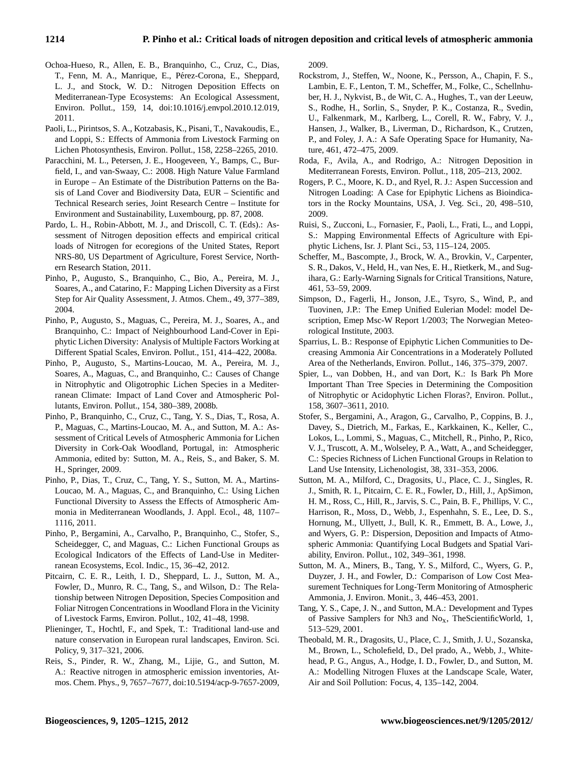Ochoa-Hueso, R., Allen, E. B., Branquinho, C., Cruz, C., Dias, T., Fenn, M. A., Manrique, E., Pérez-Corona, E., Sheppard, L. J., and Stock, W. D.: Nitrogen Deposition Effects on Mediterranean-Type Ecosystems: An Ecological Assessment, Environ. Pollut., 159, 14, doi:10.1016/j.envpol.2010.12.019, 2011.

Paoli, L., Pirintsos, S. A., Kotzabasis, K., Pisani, T., Navakoudis, E., and Loppi, S.: Effects of Ammonia from Livestock Farming on Lichen Photosynthesis, Environ. Pollut., 158, 2258–2265, 2010.

Paracchini, M. L., Petersen, J. E., Hoogeveen, Y., Bamps, C., Burfield, I., and van-Swaay, C.: 2008. High Nature Value Farmland in Europe – An Estimate of the Distribution Patterns on the Basis of Land Cover and Biodiversity Data, EUR – Scientific and Technical Research series, Joint Research Centre – Institute for Environment and Sustainability, Luxembourg, pp. 87, 2008.

Pardo, L. H., Robin-Abbott, M. J., and Driscoll, C. T. (Eds).: Assessment of Nitrogen deposition effects and empirical critical loads of Nitrogen for ecoregions of the United States, Report NRS-80, US Department of Agriculture, Forest Service, Northern Research Station, 2011.

Pinho, P., Augusto, S., Branquinho, C., Bio, A., Pereira, M. J., Soares, A., and Catarino, F.: Mapping Lichen Diversity as a First Step for Air Quality Assessment, J. Atmos. Chem., 49, 377–389, 2004.

Pinho, P., Augusto, S., Maguas, C., Pereira, M. J., Soares, A., and Branquinho, C.: Impact of Neighbourhood Land-Cover in Epiphytic Lichen Diversity: Analysis of Multiple Factors Working at Different Spatial Scales, Environ. Pollut., 151, 414–422, 2008a.

Pinho, P., Augusto, S., Martins-Loucao, M. A., Pereira, M. J., Soares, A., Maguas, C., and Branquinho, C.: Causes of Change in Nitrophytic and Oligotrophic Lichen Species in a Mediterranean Climate: Impact of Land Cover and Atmospheric Pollutants, Environ. Pollut., 154, 380–389, 2008b.

Pinho, P., Branquinho, C., Cruz, C., Tang, Y. S., Dias, T., Rosa, A. P., Maguas, C., Martins-Loucao, M. A., and Sutton, M. A.: Assessment of Critical Levels of Atmospheric Ammonia for Lichen Diversity in Cork-Oak Woodland, Portugal, in: Atmospheric Ammonia, edited by: Sutton, M. A., Reis, S., and Baker, S. M. H., Springer, 2009.

Pinho, P., Dias, T., Cruz, C., Tang, Y. S., Sutton, M. A., Martins-Loucao, M. A., Maguas, C., and Branquinho, C.: Using Lichen Functional Diversity to Assess the Effects of Atmospheric Ammonia in Mediterranean Woodlands, J. Appl. Ecol., 48, 1107–1116, 2011.

Pinho, P., Bergamini, A., Carvalho, P., Branquinho, C., Stofer, S., Scheidegger, C, and Maguas, C.: Lichen Functional Groups as Ecological Indicators of the Effects of Land-Use in Mediterranean Ecosystems, Ecol. Indic., 15, 36–42, 2012.

Pitcairn, C. E. R., Leith, I. D., Sheppard, L. J., Sutton, M. A., Fowler, D., Munro, R. C., Tang, S., and Wilson, D.: The Relationship between Nitrogen Deposition, Species Composition and Foliar Nitrogen Concentrations in Woodland Flora in the Vicinity of Livestock Farms, Environ. Pollut., 102, 41–48, 1998.

Plieninger, T., Hochtl, F., and Spek, T.: Traditional land-use and nature conservation in European rural landscapes, Environ. Sci. Policy, 9, 317–321, 2006.

Reis, S., Pinder, R. W., Zhang, M., Lijie, G., and Sutton, M. A.: Reactive nitrogen in atmospheric emission inventories, Atmos. Chem. Phys., 9, 7657–7677, doi:10.5194/acp-9-7657-2009, 2009.

Rockstrom, J., Steffen, W., Noone, K., Persson, A., Chapin, F. S., Lambin, E. F., Lenton, T. M., Scheffer, M., Folke, C., Schellnhuber, H. J., Nykvist, B., de Wit, C. A., Hughes, T., van der Leeuw, S., Rodhe, H., Sorlin, S., Snyder, P. K., Costanza, R., Svedin, U., Falkenmark, M., Karlberg, L., Corell, R. W., Fabry, V. J., Hansen, J., Walker, B., Liverman, D., Richardson, K., Crutzen, P., and Foley, J. A.: A Safe Operating Space for Humanity, Nature, 461, 472–475, 2009.

Roda, F., Avila, A., and Rodrigo, A.: Nitrogen Deposition in Mediterranean Forests, Environ. Pollut., 118, 205–213, 2002.

Rogers, P. C., Moore, K. D., and Ryel, R. J.: Aspen Succession and Nitrogen Loading: A Case for Epiphytic Lichens as Bioindicators in the Rocky Mountains, USA, J. Veg. Sci., 20, 498–510, 2009.

Ruisi, S., Zucconi, L., Fornasier, F., Paoli, L., Frati, L., and Loppi, S.: Mapping Environmental Effects of Agriculture with Epiphytic Lichens, Isr. J. Plant Sci., 53, 115–124, 2005.

Scheffer, M., Bascompte, J., Brock, W. A., Brovkin, V., Carpenter, S. R., Dakos, V., Held, H., van Nes, E. H., Rietkerk, M., and Sugihara, G.: Early-Warning Signals for Critical Transitions, Nature, 461, 53–59, 2009.

Simpson, D., Fagerli, H., Jonson, J.E., Tsyro, S., Wind, P., and Tuovinen, J.P.: The Emep Unified Eulerian Model: model Description, Emep Msc-W Report 1/2003; The Norwegian Meteorological Institute, 2003.

Sparrius, L. B.: Response of Epiphytic Lichen Communities to Decreasing Ammonia Air Concentrations in a Moderately Polluted Area of the Netherlands, Environ. Pollut., 146, 375–379, 2007.

Spier, L., van Dobben, H., and van Dort, K.: Is Bark Ph More Important Than Tree Species in Determining the Composition of Nitrophytic or Acidophytic Lichen Floras?, Environ. Pollut., 158, 3607–3611, 2010.

Stofer, S., Bergamini, A., Aragon, G., Carvalho, P., Coppins, B. J., Davey, S., Dietrich, M., Farkas, E., Karkkainen, K., Keller, C., Lokos, L., Lommi, S., Maguas, C., Mitchell, R., Pinho, P., Rico, V. J., Truscott, A. M., Wolseley, P. A., Watt, A., and Scheidegger, C.: Species Richness of Lichen Functional Groups in Relation to Land Use Intensity, Lichenologist, 38, 331–353, 2006.

Sutton, M. A., Milford, C., Dragosits, U., Place, C. J., Singles, R. J., Smith, R. I., Pitcairn, C. E. R., Fowler, D., Hill, J., ApSimon, H. M., Ross, C., Hill, R., Jarvis, S. C., Pain, B. F., Phillips, V. C., Harrison, R., Moss, D., Webb, J., Espenhahn, S. E., Lee, D. S., Hornung, M., Ullyett, J., Bull, K. R., Emmett, B. A., Lowe, J., and Wyers, G. P.: Dispersion, Deposition and Impacts of Atmospheric Ammonia: Quantifying Local Budgets and Spatial Variability, Environ. Pollut., 102, 349–361, 1998.

Sutton, M. A., Miners, B., Tang, Y. S., Milford, C., Wyers, G. P., Duyzer, J. H., and Fowler, D.: Comparison of Low Cost Measurement Techniques for Long-Term Monitoring of Atmospheric Ammonia, J. Environ. Monit., 3, 446–453, 2001.

Tang, Y. S., Cape, J. N., and Sutton, M.A.: Development and Types of Passive Samplers for Nh3 and $No_x$, TheScientificWorld, 1, 513–529, 2001.

Theobald, M. R., Dragosits, U., Place, C. J., Smith, J. U., Sozanska, M., Brown, L., Scholefield, D., Del prado, A., Webb, J., Whitehead, P. G., Angus, A., Hodge, I. D., Fowler, D., and Sutton, M. A.: Modelling Nitrogen Fluxes at the Landscape Scale, Water, Air and Soil Pollution: Focus, 4, 135–142, 2004.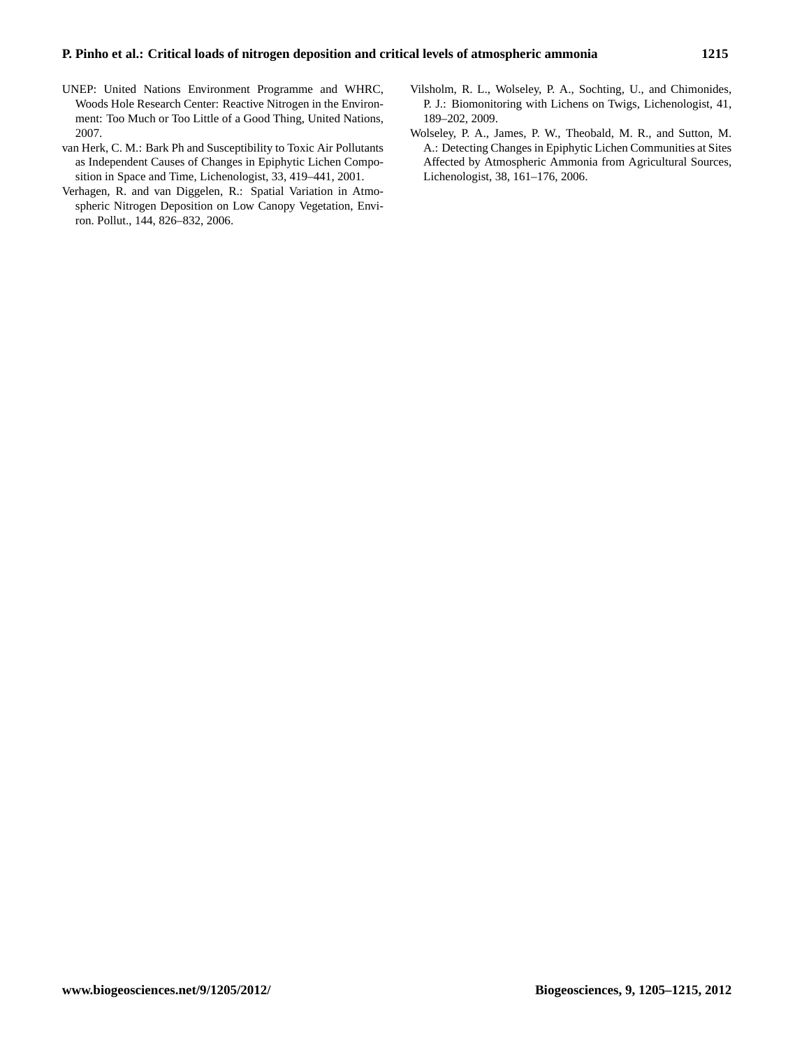UNEP: United Nations Environment Programme and WHRC, Woods Hole Research Center: Reactive Nitrogen in the Environment: Too Much or Too Little of a Good Thing, United Nations, 2007.

van Herk, C. M.: Bark Ph and Susceptibility to Toxic Air Pollutants as Independent Causes of Changes in Epiphytic Lichen Composition in Space and Time, Lichenologist, 33, 419–441, 2001.

Verhagen, R. and van Diggelen, R.: Spatial Variation in Atmospheric Nitrogen Deposition on Low Canopy Vegetation, Environ. Pollut., 144, 826–832, 2006.

Vilsholm, R. L., Wolseley, P. A., Sochting, U., and Chimonides, P. J.: Biomonitoring with Lichens on Twigs, Lichenologist, 41, 189–202, 2009.

Wolseley, P. A., James, P. W., Theobald, M. R., and Sutton, M. A.: Detecting Changes in Epiphytic Lichen Communities at Sites Affected by Atmospheric Ammonia from Agricultural Sources, Lichenologist, 38, 161–176, 2006.